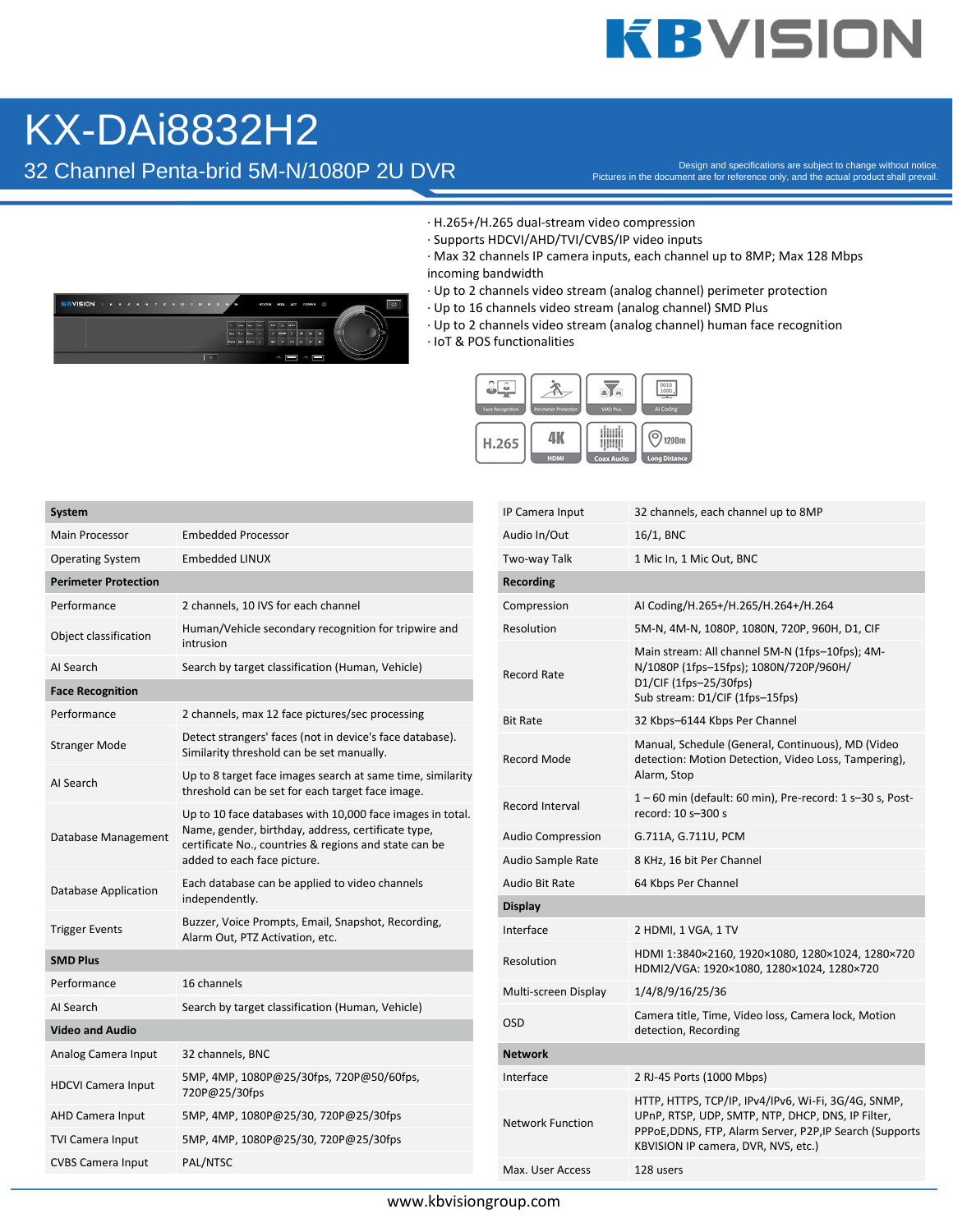# KX-DAi8832H2

## 32 Channel Penta-brid 5M-N/1080P 2U DVR

Design and specifications are subject to change without notice.
Pictures in the document are for reference only, and the actual product shall prevail.

· H.265+/H.265 dual-stream video compression
· Supports HDCVI/AHD/TVI/CVBS/IP video inputs
· Max 32 channels IP camera inputs, each channel up to 8MP; Max 128 Mbps incoming bandwidth
· Up to 2 channels video stream (analog channel) perimeter protection
· Up to 16 channels video stream (analog channel) SMD Plus
· Up to 2 channels video stream (analog channel) human face recognition
· IoT & POS functionalities

Face Recognition | Perimeter Protection | SMD Plus | AI Coding | H.265 | 4K HDMI | Coax Audio | 1200m Long Distance

| **System** | |
|---|---|
| Main Processor | Embedded Processor |
| Operating System | Embedded LINUX |
| **Perimeter Protection** | |
| Performance | 2 channels, 10 IVS for each channel |
| Object classification | Human/Vehicle secondary recognition for tripwire and intrusion |
| AI Search | Search by target classification (Human, Vehicle) |
| **Face Recognition** | |
| Performance | 2 channels, max 12 face pictures/sec processing |
| Stranger Mode | Detect strangers' faces (not in device's face database). Similarity threshold can be set manually. |
| AI Search | Up to 8 target face images search at same time, similarity threshold can be set for each target face image. |
| Database Management | Up to 10 face databases with 10,000 face images in total. Name, gender, birthday, address, certificate type, certificate No., countries & regions and state can be added to each face picture. |
| Database Application | Each database can be applied to video channels independently. |
| Trigger Events | Buzzer, Voice Prompts, Email, Snapshot, Recording, Alarm Out, PTZ Activation, etc. |
| **SMD Plus** | |
| Performance | 16 channels |
| AI Search | Search by target classification (Human, Vehicle) |
| **Video and Audio** | |
| Analog Camera Input | 32 channels, BNC |
| HDCVI Camera Input | 5MP, 4MP, 1080P@25/30fps, 720P@50/60fps, 720P@25/30fps |
| AHD Camera Input | 5MP, 4MP, 1080P@25/30, 720P@25/30fps |
| TVI Camera Input | 5MP, 4MP, 1080P@25/30, 720P@25/30fps |
| CVBS Camera Input | PAL/NTSC |
| IP Camera Input | 32 channels, each channel up to 8MP |
| Audio In/Out | 16/1, BNC |
| Two-way Talk | 1 Mic In, 1 Mic Out, BNC |
| **Recording** | |
| Compression | AI Coding/H.265+/H.265/H.264+/H.264 |
| Resolution | 5M-N, 4M-N, 1080P, 1080N, 720P, 960H, D1, CIF |
| Record Rate | Main stream: All channel 5M-N (1fps–10fps); 4M-N/1080P (1fps–15fps); 1080N/720P/960H/ D1/CIF (1fps–25/30fps) Sub stream: D1/CIF (1fps–15fps) |
| Bit Rate | 32 Kbps–6144 Kbps Per Channel |
| Record Mode | Manual, Schedule (General, Continuous), MD (Video detection: Motion Detection, Video Loss, Tampering), Alarm, Stop |
| Record Interval | 1 – 60 min (default: 60 min), Pre-record: 1 s–30 s, Post-record: 10 s–300 s |
| Audio Compression | G.711A, G.711U, PCM |
| Audio Sample Rate | 8 KHz, 16 bit Per Channel |
| Audio Bit Rate | 64 Kbps Per Channel |
| **Display** | |
| Interface | 2 HDMI, 1 VGA, 1 TV |
| Resolution | HDMI 1:3840×2160, 1920×1080, 1280×1024, 1280×720 HDMI2/VGA: 1920×1080, 1280×1024, 1280×720 |
| Multi-screen Display | 1/4/8/9/16/25/36 |
| OSD | Camera title, Time, Video loss, Camera lock, Motion detection, Recording |
| **Network** | |
| Interface | 2 RJ-45 Ports (1000 Mbps) |
| Network Function | HTTP, HTTPS, TCP/IP, IPv4/IPv6, Wi-Fi, 3G/4G, SNMP, UPnP, RTSP, UDP, SMTP, NTP, DHCP, DNS, IP Filter, PPPoE,DDNS, FTP, Alarm Server, P2P,IP Search (Supports KBVISION IP camera, DVR, NVS, etc.) |
| Max. User Access | 128 users |

www.kbvisiongroup.com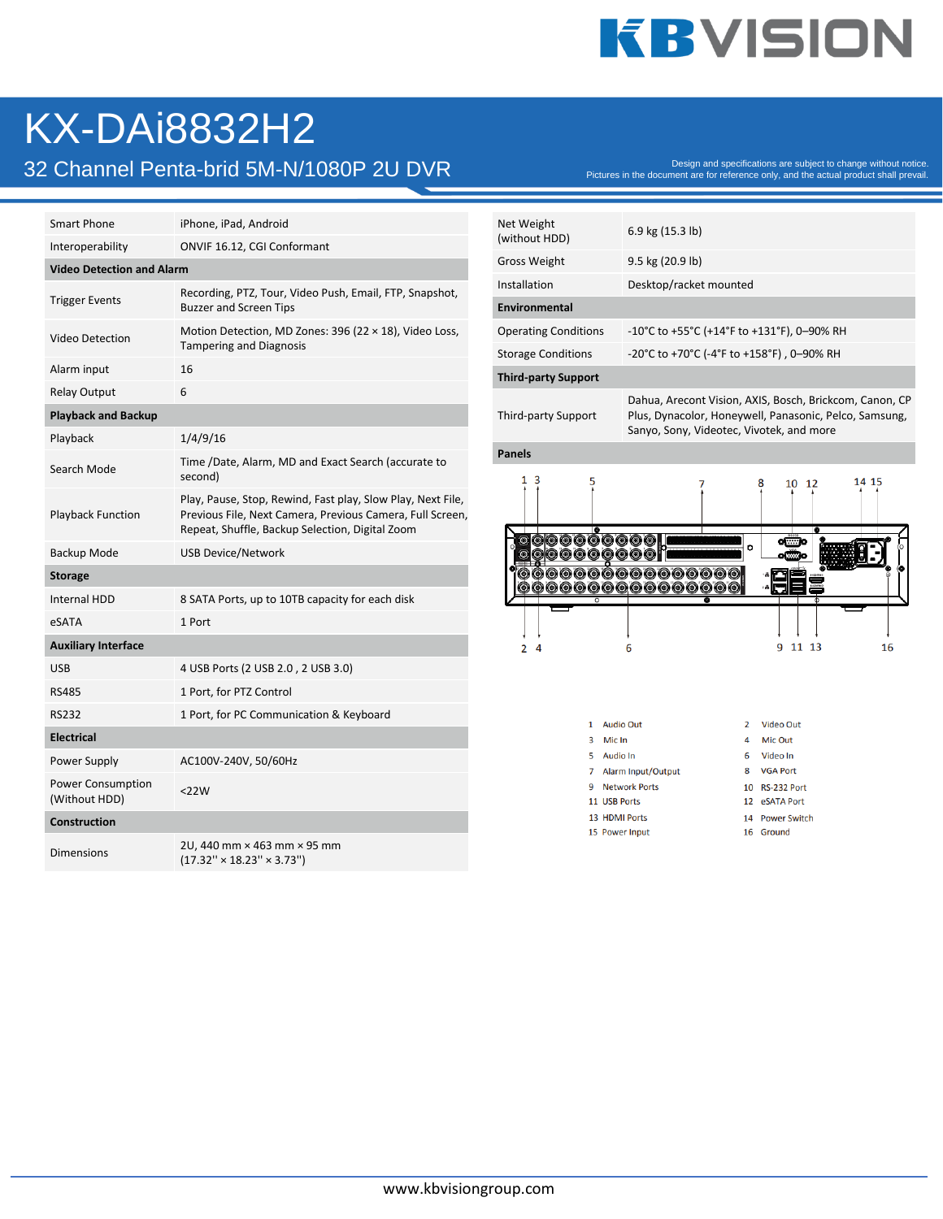# KX-DAi8832H2

## 32 Channel Penta-brid 5M-N/1080P 2U DVR

Design and specifications are subject to change without notice.
Pictures in the document are for reference only, and the actual product shall prevail.

| | |
|---|---|
| Smart Phone | iPhone, iPad, Android |
| Interoperability | ONVIF 16.12, CGI Conformant |
| **Video Detection and Alarm** | |
| Trigger Events | Recording, PTZ, Tour, Video Push, Email, FTP, Snapshot, Buzzer and Screen Tips |
| Video Detection | Motion Detection, MD Zones: 396 (22 × 18), Video Loss, Tampering and Diagnosis |
| Alarm input | 16 |
| Relay Output | 6 |
| **Playback and Backup** | |
| Playback | 1/4/9/16 |
| Search Mode | Time /Date, Alarm, MD and Exact Search (accurate to second) |
| Playback Function | Play, Pause, Stop, Rewind, Fast play, Slow Play, Next File, Previous File, Next Camera, Previous Camera, Full Screen, Repeat, Shuffle, Backup Selection, Digital Zoom |
| Backup Mode | USB Device/Network |
| **Storage** | |
| Internal HDD | 8 SATA Ports, up to 10TB capacity for each disk |
| eSATA | 1 Port |
| **Auxiliary Interface** | |
| USB | 4 USB Ports (2 USB 2.0 , 2 USB 3.0) |
| RS485 | 1 Port, for PTZ Control |
| RS232 | 1 Port, for PC Communication & Keyboard |
| **Electrical** | |
| Power Supply | AC100V-240V, 50/60Hz |
| Power Consumption (Without HDD) | <22W |
| **Construction** | |
| Dimensions | 2U, 440 mm × 463 mm × 95 mm (17.32'' × 18.23'' × 3.73'') |

| | |
|---|---|
| Net Weight (without HDD) | 6.9 kg (15.3 lb) |
| Gross Weight | 9.5 kg (20.9 lb) |
| Installation | Desktop/racket mounted |
| **Environmental** | |
| Operating Conditions | -10°C to +55°C (+14°F to +131°F), 0–90% RH |
| Storage Conditions | -20°C to +70°C (-4°F to +158°F) , 0–90% RH |
| **Third-party Support** | |
| Third-party Support | Dahua, Arecont Vision, AXIS, Bosch, Brickcom, Canon, CP Plus, Dynacolor, Honeywell, Panasonic, Pelco, Samsung, Sanyo, Sony, Videotec, Vivotek, and more |
| **Panels** | |

1 Audio Out
2 Video Out
3 Mic In
4 Mic Out
5 Audio In
6 Video In
7 Alarm Input/Output
8 VGA Port
9 Network Ports
10 RS-232 Port
11 USB Ports
12 eSATA Port
13 HDMI Ports
14 Power Switch
15 Power Input
16 Ground

www.kbvisiongroup.com